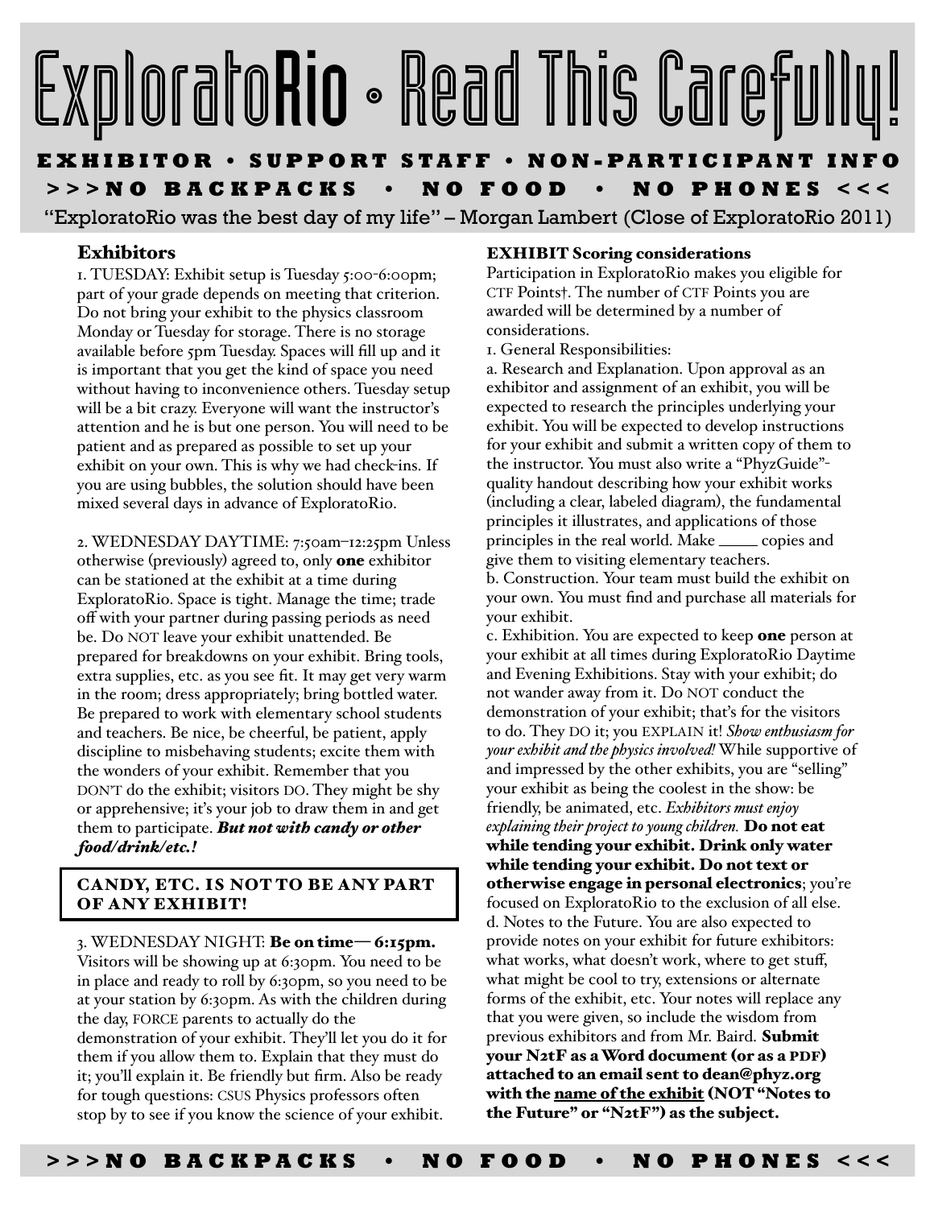# ExploratoRio • Read This Carefully!

**EXHIBITOR • SUPPORT STAFF • NON-PARTICIPANT INFO**

**>>>NO BACKPACKS • NO FOOD • NO PHONES<<<**

"ExploratoRio was the best day of my life" – Morgan Lambert (Close of ExploratoRio 2011)

## Exhibitors

1. TUESDAY: Exhibit setup is Tuesday 5:00-6:00pm; part of your grade depends on meeting that criterion. Do not bring your exhibit to the physics classroom Monday or Tuesday for storage. There is no storage available before 5pm Tuesday. Spaces will fill up and it is important that you get the kind of space you need without having to inconvenience others. Tuesday setup will be a bit crazy. Everyone will want the instructor's attention and he is but one person. You will need to be patient and as prepared as possible to set up your exhibit on your own. This is why we had check-ins. If you are using bubbles, the solution should have been mixed several days in advance of ExploratoRio.

2. WEDNESDAY DAYTIME: 7:50am–12:25pm Unless otherwise (previously) agreed to, only **one** exhibitor can be stationed at the exhibit at a time during ExploratoRio. Space is tight. Manage the time; trade off with your partner during passing periods as need be. Do NOT leave your exhibit unattended. Be prepared for breakdowns on your exhibit. Bring tools, extra supplies, etc. as you see fit. It may get very warm in the room; dress appropriately; bring bottled water. Be prepared to work with elementary school students and teachers. Be nice, be cheerful, be patient, apply discipline to misbehaving students; excite them with the wonders of your exhibit. Remember that you DON'T do the exhibit; visitors DO. They might be shy or apprehensive; it's your job to draw them in and get them to participate. ***But not with candy or other food/drink/etc.!***

> **CANDY, ETC. IS NOT TO BE ANY PART OF ANY EXHIBIT!**

3. WEDNESDAY NIGHT: **Be on time— 6:15pm.** Visitors will be showing up at 6:30pm. You need to be in place and ready to roll by 6:30pm, so you need to be at your station by 6:30pm. As with the children during the day, FORCE parents to actually do the demonstration of your exhibit. They'll let you do it for them if you allow them to. Explain that they must do it; you'll explain it. Be friendly but firm. Also be ready for tough questions: CSUS Physics professors often stop by to see if you know the science of your exhibit.

## EXHIBIT Scoring considerations

Participation in ExploratoRio makes you eligible for CTF Points†. The number of CTF Points you are awarded will be determined by a number of considerations.

1. General Responsibilities:

a. Research and Explanation. Upon approval as an exhibitor and assignment of an exhibit, you will be expected to research the principles underlying your exhibit. You will be expected to develop instructions for your exhibit and submit a written copy of them to the instructor. You must also write a "PhyzGuide"-quality handout describing how your exhibit works (including a clear, labeled diagram), the fundamental principles it illustrates, and applications of those principles in the real world. Make _____ copies and give them to visiting elementary teachers.

b. Construction. Your team must build the exhibit on your own. You must find and purchase all materials for your exhibit.

c. Exhibition. You are expected to keep **one** person at your exhibit at all times during ExploratoRio Daytime and Evening Exhibitions. Stay with your exhibit; do not wander away from it. Do NOT conduct the demonstration of your exhibit; that's for the visitors to do. They DO it; you EXPLAIN it! *Show enthusiasm for your exhibit and the physics involved!* While supportive of and impressed by the other exhibits, you are "selling" your exhibit as being the coolest in the show: be friendly, be animated, etc. *Exhibitors must enjoy explaining their project to young children.* **Do not eat while tending your exhibit. Drink only water while tending your exhibit. Do not text or otherwise engage in personal electronics**; you're focused on ExploratoRio to the exclusion of all else.

d. Notes to the Future. You are also expected to provide notes on your exhibit for future exhibitors: what works, what doesn't work, where to get stuff, what might be cool to try, extensions or alternate forms of the exhibit, etc. Your notes will replace any that you were given, so include the wisdom from previous exhibitors and from Mr. Baird. **Submit your N2tF as a Word document (or as a PDF) attached to an email sent to dean@phyz.org with the <u>name of the exhibit</u> (NOT "Notes to the Future" or "N2tF") as the subject.**

**>>>NO BACKPACKS • NO FOOD • NO PHONES<<<**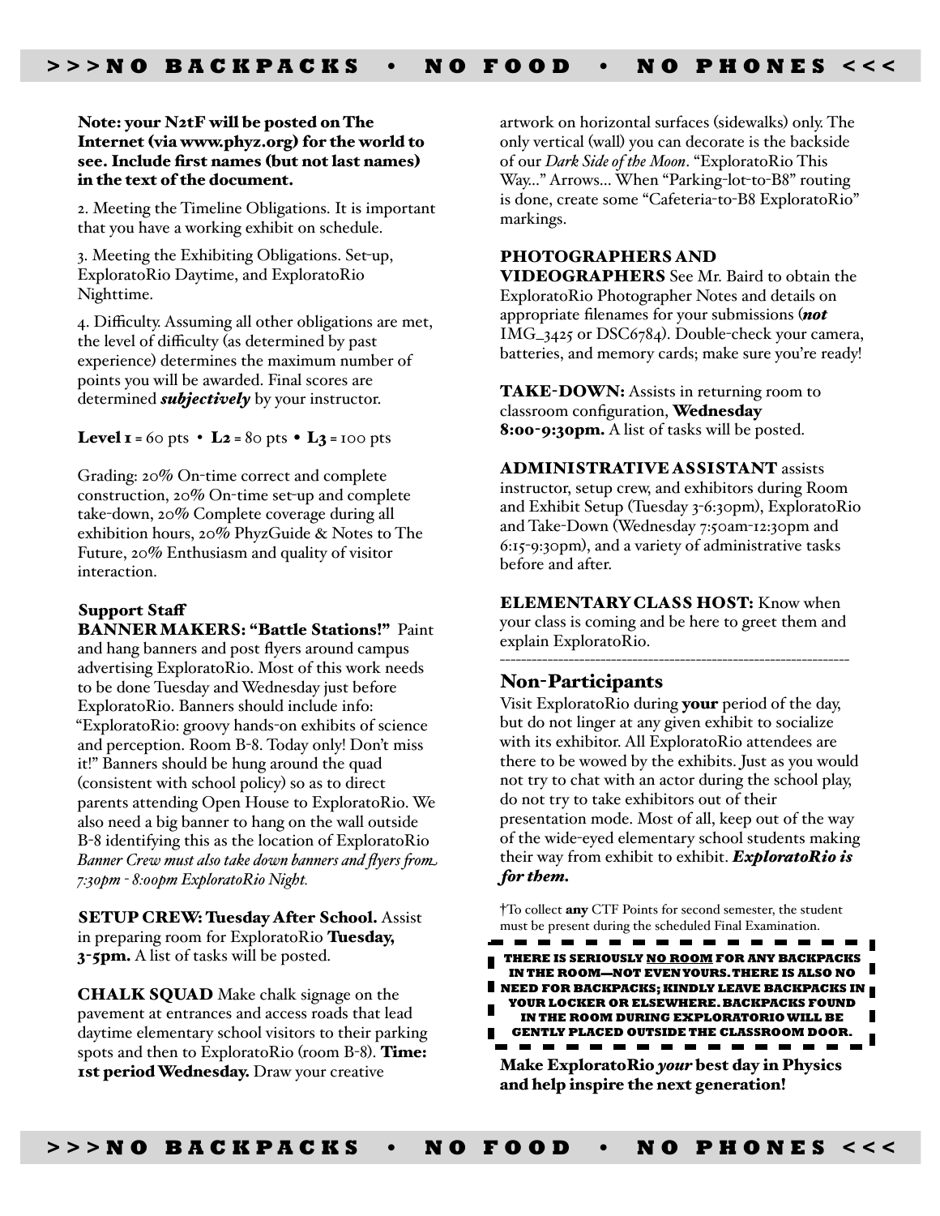**Note: your N2tF will be posted on The Internet (via www.phyz.org) for the world to see. Include first names (but not last names) in the text of the document.**

2. Meeting the Timeline Obligations. It is important that you have a working exhibit on schedule.

3. Meeting the Exhibiting Obligations. Set-up, ExploratoRio Daytime, and ExploratoRio Nighttime.

4. Difficulty. Assuming all other obligations are met, the level of difficulty (as determined by past experience) determines the maximum number of points you will be awarded. Final scores are determined ***subjectively*** by your instructor.

**Level 1** = 60 pts • **L2** = 80 pts • **L3** = 100 pts

Grading: 20% On-time correct and complete construction, 20% On-time set-up and complete take-down, 20% Complete coverage during all exhibition hours, 20% PhyzGuide & Notes to The Future, 20% Enthusiasm and quality of visitor interaction.

### Support Staff

**BANNER MAKERS: "Battle Stations!"** Paint and hang banners and post flyers around campus advertising ExploratoRio. Most of this work needs to be done Tuesday and Wednesday just before ExploratoRio. Banners should include info: "ExploratoRio: groovy hands-on exhibits of science and perception. Room B-8. Today only! Don't miss it!" Banners should be hung around the quad (consistent with school policy) so as to direct parents attending Open House to ExploratoRio. We also need a big banner to hang on the wall outside B-8 identifying this as the location of ExploratoRio *Banner Crew must also take down banners and flyers from 7:30pm - 8:00pm ExploratoRio Night.*

**SETUP CREW: Tuesday After School.** Assist in preparing room for ExploratoRio **Tuesday, 3-5pm.** A list of tasks will be posted.

**CHALK SQUAD** Make chalk signage on the pavement at entrances and access roads that lead daytime elementary school visitors to their parking spots and then to ExploratoRio (room B-8). **Time: 1st period Wednesday.** Draw your creative artwork on horizontal surfaces (sidewalks) only. The only vertical (wall) you can decorate is the backside of our *Dark Side of the Moon*. "ExploratoRio This Way..." Arrows... When "Parking-lot-to-B8" routing is done, create some "Cafeteria-to-B8 ExploratoRio" markings.

**PHOTOGRAPHERS AND VIDEOGRAPHERS** See Mr. Baird to obtain the ExploratoRio Photographer Notes and details on appropriate filenames for your submissions (***not*** IMG_3425 or DSC6784). Double-check your camera, batteries, and memory cards; make sure you're ready!

**TAKE-DOWN:** Assists in returning room to classroom configuration, **Wednesday 8:00-9:30pm.** A list of tasks will be posted.

**ADMINISTRATIVE ASSISTANT** assists instructor, setup crew, and exhibitors during Room and Exhibit Setup (Tuesday 3-6:30pm), ExploratoRio and Take-Down (Wednesday 7:50am-12:30pm and 6:15-9:30pm), and a variety of administrative tasks before and after.

**ELEMENTARY CLASS HOST:** Know when your class is coming and be here to greet them and explain ExploratoRio.

---

## Non-Participants

Visit ExploratoRio during **your** period of the day, but do not linger at any given exhibit to socialize with its exhibitor. All ExploratoRio attendees are there to be wowed by the exhibits. Just as you would not try to chat with an actor during the school play, do not try to take exhibitors out of their presentation mode. Most of all, keep out of the way of the wide-eyed elementary school students making their way from exhibit to exhibit. ***ExploratoRio is for them.***

†To collect **any** CTF Points for second semester, the student must be present during the scheduled Final Examination.

**THERE IS SERIOUSLY NO ROOM FOR ANY BACKPACKS IN THE ROOM—NOT EVEN YOURS. THERE IS ALSO NO NEED FOR BACKPACKS; KINDLY LEAVE BACKPACKS IN YOUR LOCKER OR ELSEWHERE. BACKPACKS FOUND IN THE ROOM DURING EXPLORATORIO WILL BE GENTLY PLACED OUTSIDE THE CLASSROOM DOOR.**

**Make ExploratoRio *your* best day in Physics and help inspire the next generation!**